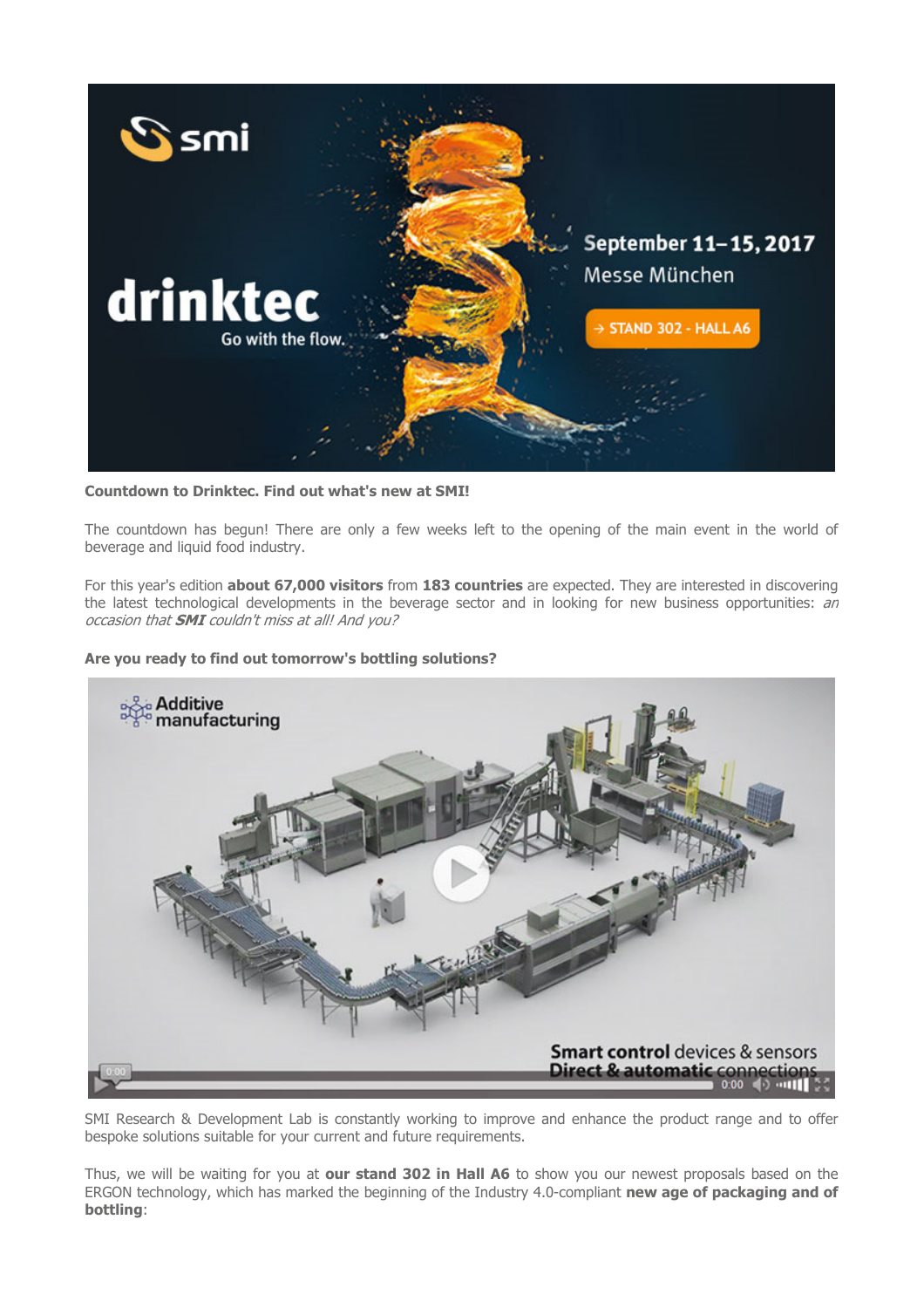**Countdown to Drinktec. Find out what's new at SMI!**

The countdown has begun! There are only a few weeks left to the opening of the main event in the world of beverage and liquid food industry.

For this year's edition **about 67,000 visitors** from **183 countries** are expected. They are interested in discovering the latest technological developments in the beverage sector and in looking for new business opportunities: *an occasion that **SMI** couldn't miss at all! And you?*

**Are you ready to find out tomorrow's bottling solutions?**

SMI Research & Development Lab is constantly working to improve and enhance the product range and to offer bespoke solutions suitable for your current and future requirements.

Thus, we will be waiting for you at **our stand 302 in Hall A6** to show you our newest proposals based on the ERGON technology, which has marked the beginning of the Industry 4.0-compliant **new age of packaging and of bottling**: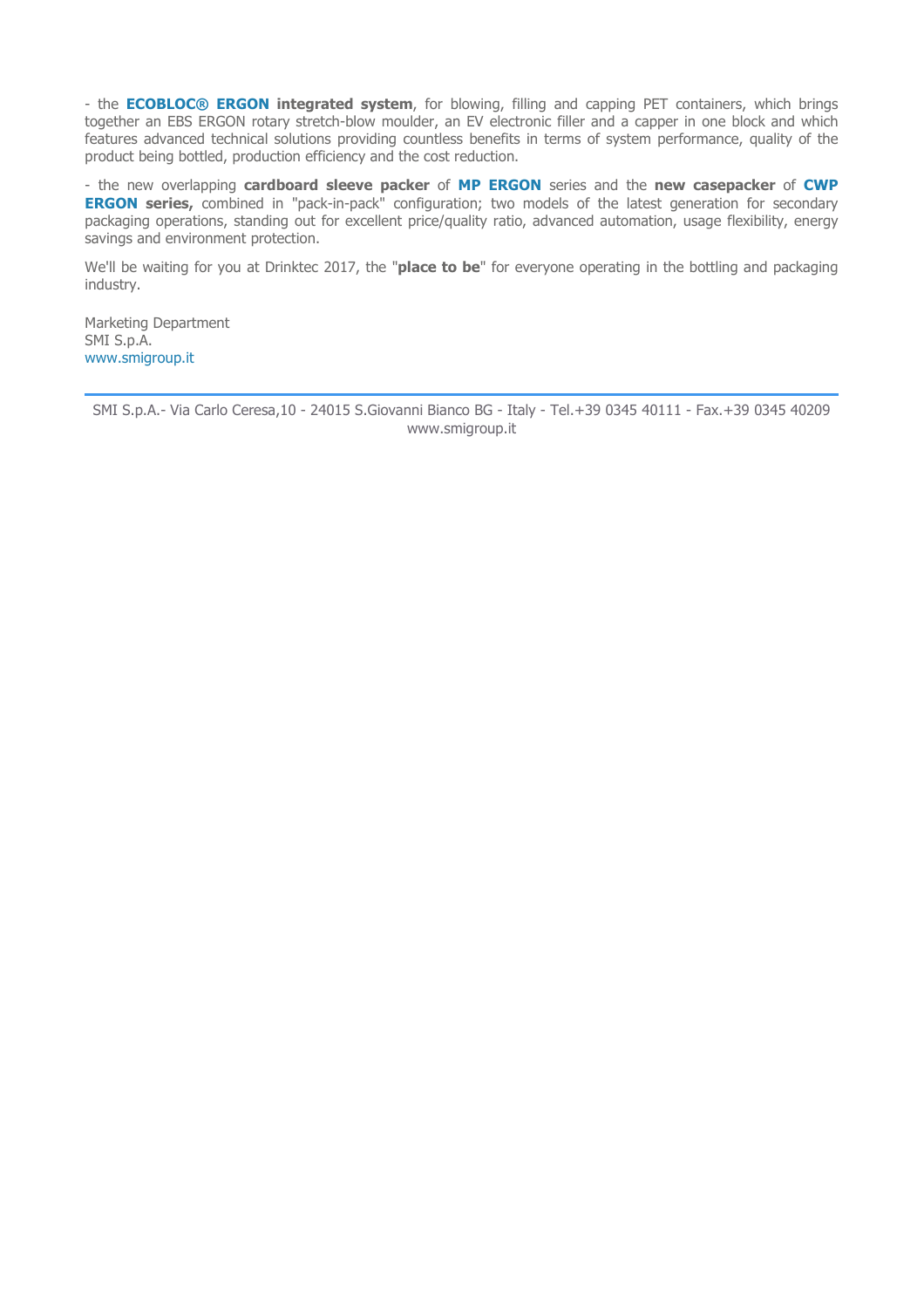- the **ECOBLOC® ERGON integrated system**, for blowing, filling and capping PET containers, which brings together an EBS ERGON rotary stretch-blow moulder, an EV electronic filler and a capper in one block and which features advanced technical solutions providing countless benefits in terms of system performance, quality of the product being bottled, production efficiency and the cost reduction.

- the new overlapping **cardboard sleeve packer** of **MP ERGON** series and the **new casepacker** of **CWP ERGON series,** combined in "pack-in-pack" configuration; two models of the latest generation for secondary packaging operations, standing out for excellent price/quality ratio, advanced automation, usage flexibility, energy savings and environment protection.

We'll be waiting for you at Drinktec 2017, the "**place to be**" for everyone operating in the bottling and packaging industry.

Marketing Department
SMI S.p.A.
www.smigroup.it

---

SMI S.p.A.- Via Carlo Ceresa,10 - 24015 S.Giovanni Bianco BG - Italy - Tel.+39 0345 40111 - Fax.+39 0345 40209
www.smigroup.it